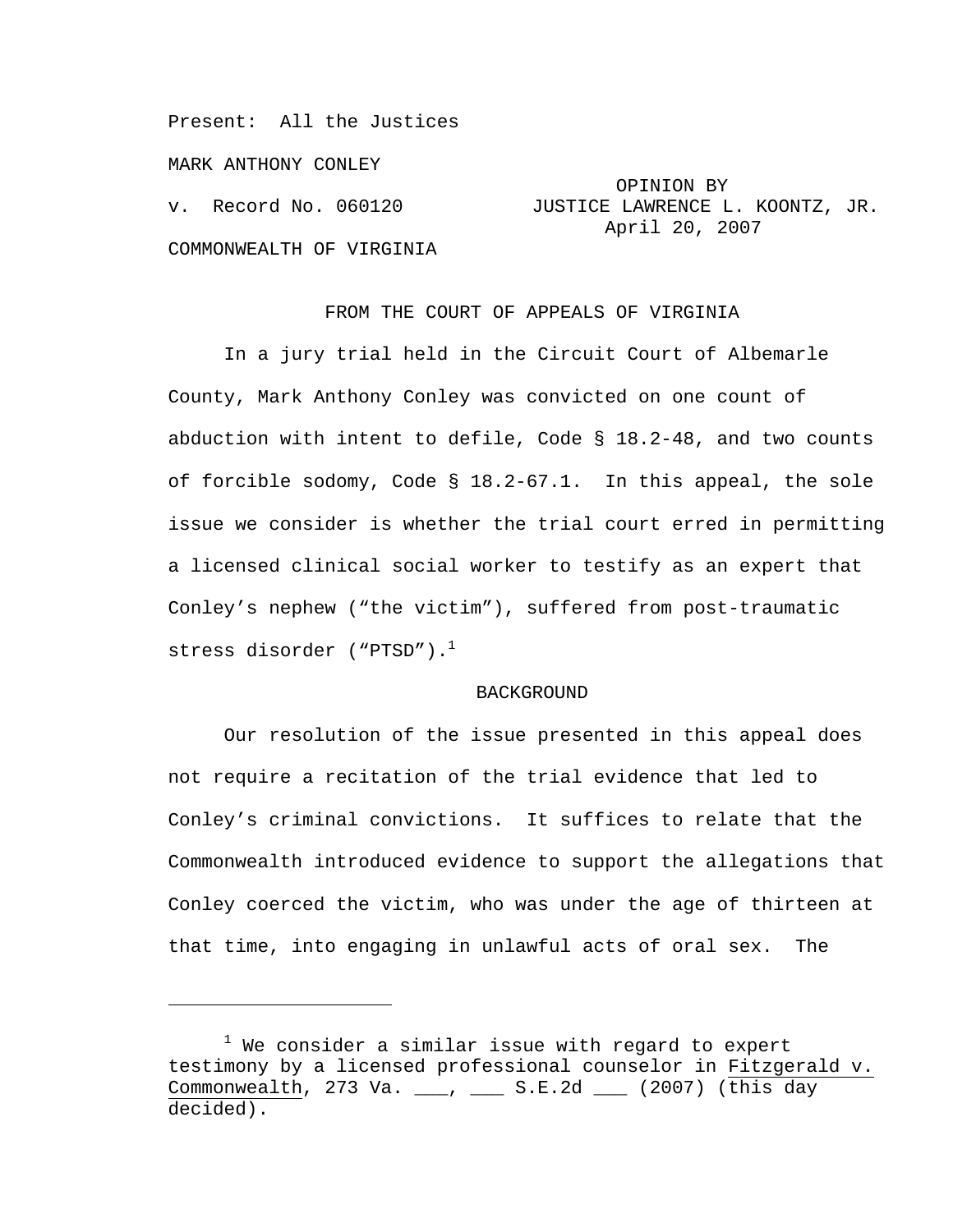Present: All the Justices

MARK ANTHONY CONLEY

v. Record No. 060120

OPINION BY JUSTICE LAWRENCE L. KOONTZ, JR.
April 20, 2007

COMMONWEALTH OF VIRGINIA

FROM THE COURT OF APPEALS OF VIRGINIA

In a jury trial held in the Circuit Court of Albemarle County, Mark Anthony Conley was convicted on one count of abduction with intent to defile, Code § 18.2-48, and two counts of forcible sodomy, Code § 18.2-67.1. In this appeal, the sole issue we consider is whether the trial court erred in permitting a licensed clinical social worker to testify as an expert that Conley's nephew ("the victim"), suffered from post-traumatic stress disorder ("PTSD").[1]

BACKGROUND

Our resolution of the issue presented in this appeal does not require a recitation of the trial evidence that led to Conley's criminal convictions. It suffices to relate that the Commonwealth introduced evidence to support the allegations that Conley coerced the victim, who was under the age of thirteen at that time, into engaging in unlawful acts of oral sex. The

---

[1] We consider a similar issue with regard to expert testimony by a licensed professional counselor in Fitzgerald v. Commonwealth, 273 Va. ___, ___ S.E.2d ___ (2007) (this day decided).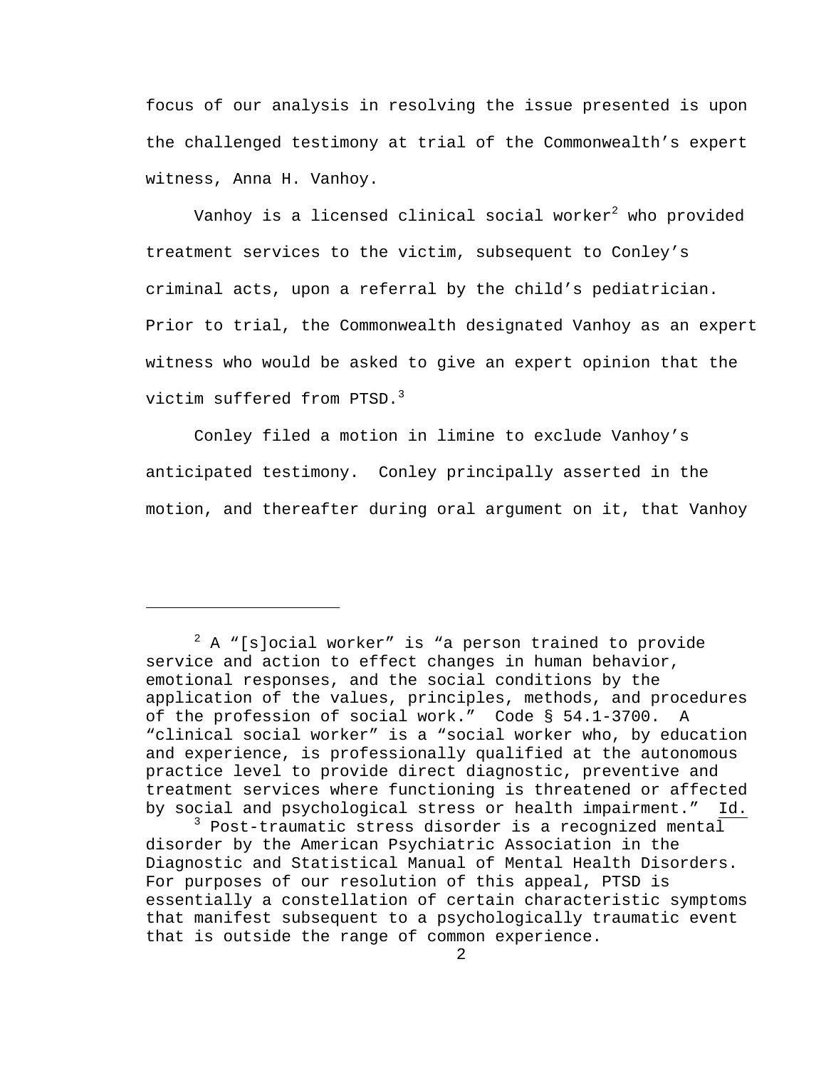focus of our analysis in resolving the issue presented is upon the challenged testimony at trial of the Commonwealth's expert witness, Anna H. Vanhoy.

Vanhoy is a licensed clinical social worker[2] who provided treatment services to the victim, subsequent to Conley's criminal acts, upon a referral by the child's pediatrician. Prior to trial, the Commonwealth designated Vanhoy as an expert witness who would be asked to give an expert opinion that the victim suffered from PTSD.[3]

Conley filed a motion in limine to exclude Vanhoy's anticipated testimony. Conley principally asserted in the motion, and thereafter during oral argument on it, that Vanhoy

---

[2] A "[s]ocial worker" is "a person trained to provide service and action to effect changes in human behavior, emotional responses, and the social conditions by the application of the values, principles, methods, and procedures of the profession of social work." Code § 54.1-3700. A "clinical social worker" is a "social worker who, by education and experience, is professionally qualified at the autonomous practice level to provide direct diagnostic, preventive and treatment services where functioning is threatened or affected by social and psychological stress or health impairment." Id.

[3] Post-traumatic stress disorder is a recognized mental disorder by the American Psychiatric Association in the Diagnostic and Statistical Manual of Mental Health Disorders. For purposes of our resolution of this appeal, PTSD is essentially a constellation of certain characteristic symptoms that manifest subsequent to a psychologically traumatic event that is outside the range of common experience.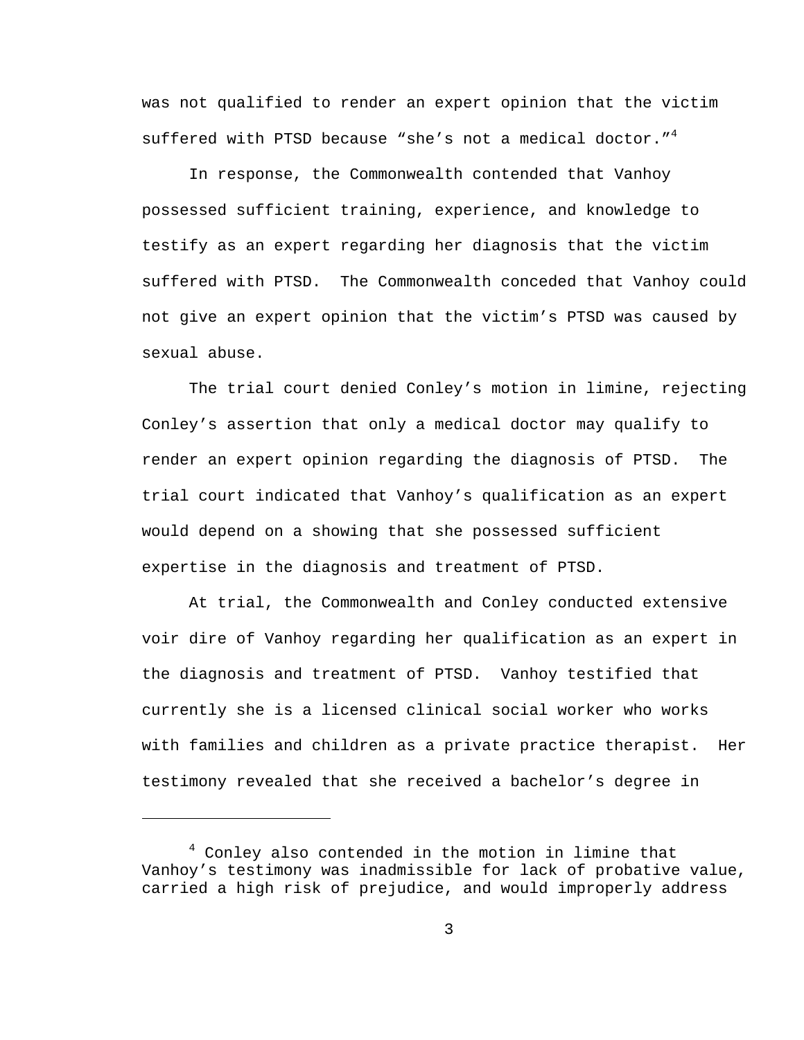was not qualified to render an expert opinion that the victim suffered with PTSD because "she's not a medical doctor."[4]

In response, the Commonwealth contended that Vanhoy possessed sufficient training, experience, and knowledge to testify as an expert regarding her diagnosis that the victim suffered with PTSD. The Commonwealth conceded that Vanhoy could not give an expert opinion that the victim's PTSD was caused by sexual abuse.

The trial court denied Conley's motion in limine, rejecting Conley's assertion that only a medical doctor may qualify to render an expert opinion regarding the diagnosis of PTSD. The trial court indicated that Vanhoy's qualification as an expert would depend on a showing that she possessed sufficient expertise in the diagnosis and treatment of PTSD.

At trial, the Commonwealth and Conley conducted extensive voir dire of Vanhoy regarding her qualification as an expert in the diagnosis and treatment of PTSD. Vanhoy testified that currently she is a licensed clinical social worker who works with families and children as a private practice therapist. Her testimony revealed that she received a bachelor's degree in

---

[4] Conley also contended in the motion in limine that Vanhoy's testimony was inadmissible for lack of probative value, carried a high risk of prejudice, and would improperly address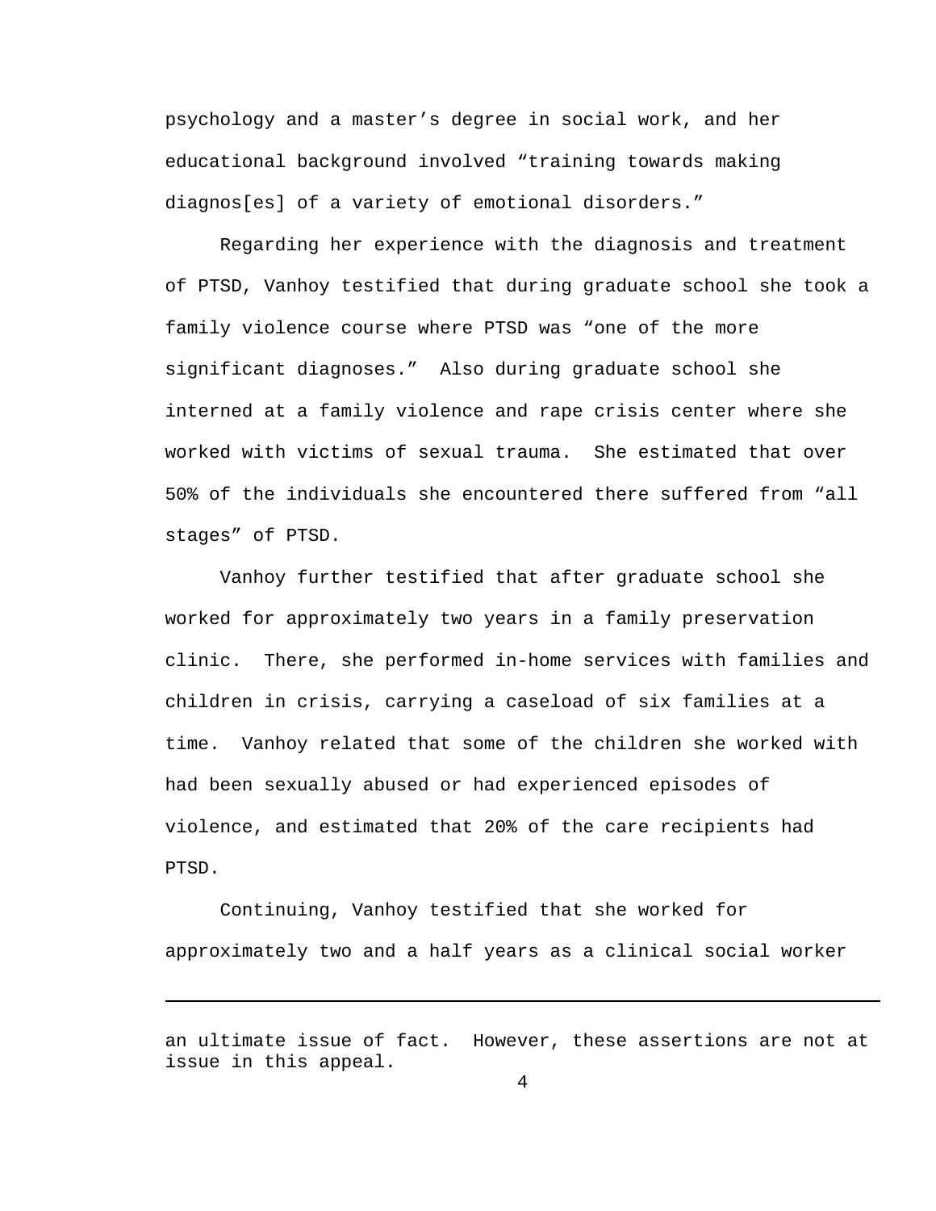psychology and a master's degree in social work, and her educational background involved "training towards making diagnos[es] of a variety of emotional disorders."

Regarding her experience with the diagnosis and treatment of PTSD, Vanhoy testified that during graduate school she took a family violence course where PTSD was "one of the more significant diagnoses." Also during graduate school she interned at a family violence and rape crisis center where she worked with victims of sexual trauma. She estimated that over 50% of the individuals she encountered there suffered from "all stages" of PTSD.

Vanhoy further testified that after graduate school she worked for approximately two years in a family preservation clinic. There, she performed in-home services with families and children in crisis, carrying a caseload of six families at a time. Vanhoy related that some of the children she worked with had been sexually abused or had experienced episodes of violence, and estimated that 20% of the care recipients had PTSD.

Continuing, Vanhoy testified that she worked for approximately two and a half years as a clinical social worker

---

an ultimate issue of fact. However, these assertions are not at issue in this appeal.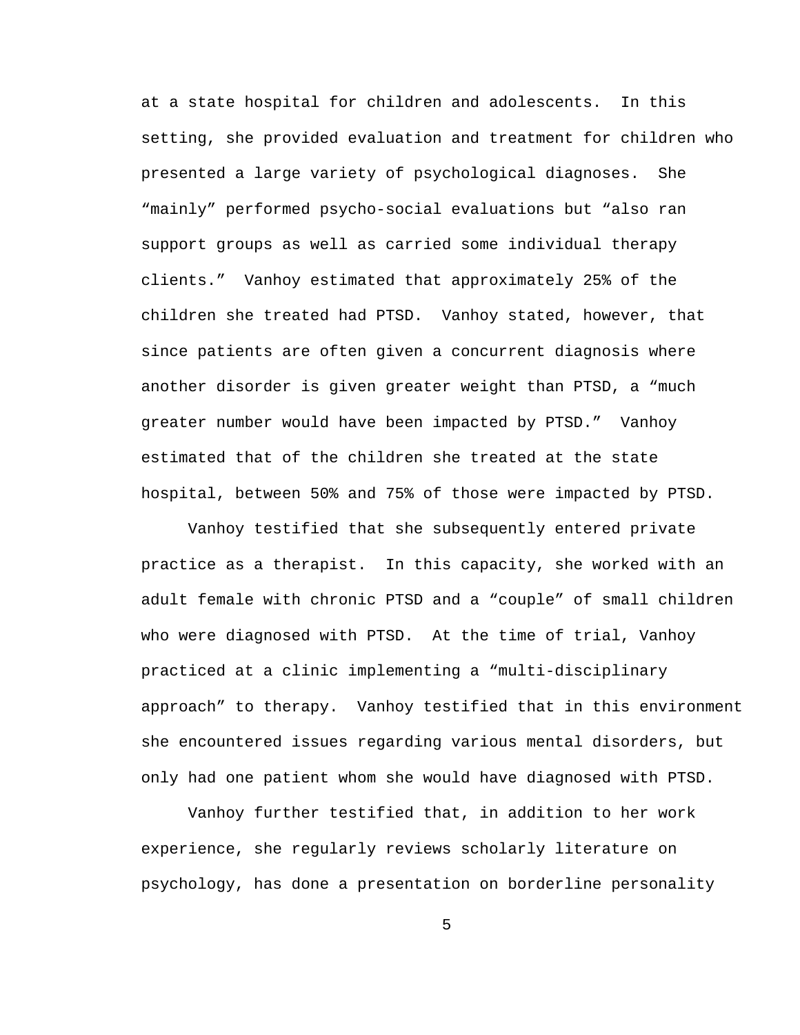at a state hospital for children and adolescents. In this setting, she provided evaluation and treatment for children who presented a large variety of psychological diagnoses. She "mainly" performed psycho-social evaluations but "also ran support groups as well as carried some individual therapy clients." Vanhoy estimated that approximately 25% of the children she treated had PTSD. Vanhoy stated, however, that since patients are often given a concurrent diagnosis where another disorder is given greater weight than PTSD, a "much greater number would have been impacted by PTSD." Vanhoy estimated that of the children she treated at the state hospital, between 50% and 75% of those were impacted by PTSD.

Vanhoy testified that she subsequently entered private practice as a therapist. In this capacity, she worked with an adult female with chronic PTSD and a "couple" of small children who were diagnosed with PTSD. At the time of trial, Vanhoy practiced at a clinic implementing a "multi-disciplinary approach" to therapy. Vanhoy testified that in this environment she encountered issues regarding various mental disorders, but only had one patient whom she would have diagnosed with PTSD.

Vanhoy further testified that, in addition to her work experience, she regularly reviews scholarly literature on psychology, has done a presentation on borderline personality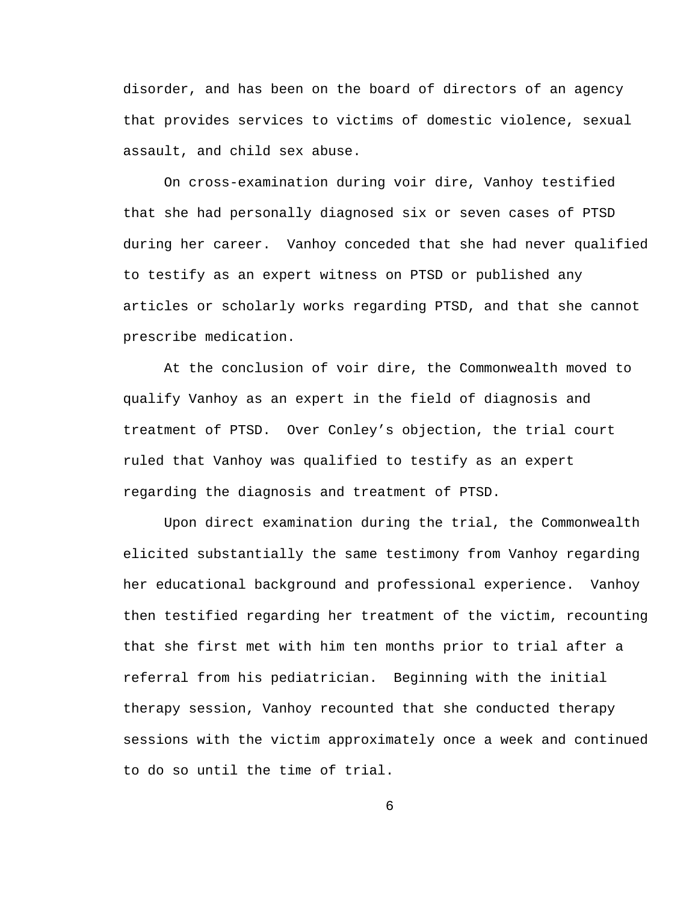disorder, and has been on the board of directors of an agency that provides services to victims of domestic violence, sexual assault, and child sex abuse.

On cross-examination during voir dire, Vanhoy testified that she had personally diagnosed six or seven cases of PTSD during her career. Vanhoy conceded that she had never qualified to testify as an expert witness on PTSD or published any articles or scholarly works regarding PTSD, and that she cannot prescribe medication.

At the conclusion of voir dire, the Commonwealth moved to qualify Vanhoy as an expert in the field of diagnosis and treatment of PTSD. Over Conley's objection, the trial court ruled that Vanhoy was qualified to testify as an expert regarding the diagnosis and treatment of PTSD.

Upon direct examination during the trial, the Commonwealth elicited substantially the same testimony from Vanhoy regarding her educational background and professional experience. Vanhoy then testified regarding her treatment of the victim, recounting that she first met with him ten months prior to trial after a referral from his pediatrician. Beginning with the initial therapy session, Vanhoy recounted that she conducted therapy sessions with the victim approximately once a week and continued to do so until the time of trial.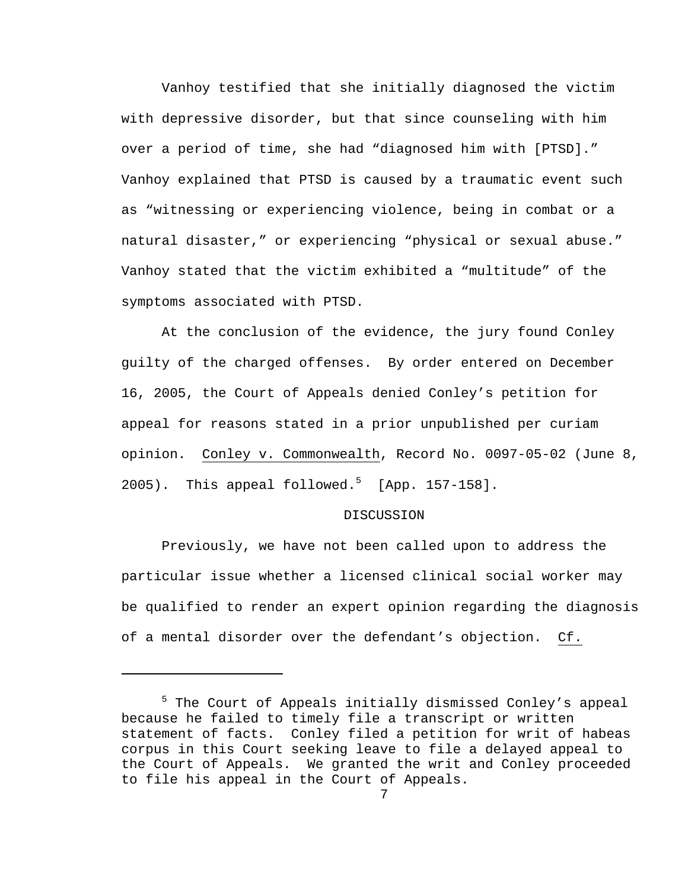Vanhoy testified that she initially diagnosed the victim with depressive disorder, but that since counseling with him over a period of time, she had "diagnosed him with [PTSD]." Vanhoy explained that PTSD is caused by a traumatic event such as "witnessing or experiencing violence, being in combat or a natural disaster," or experiencing "physical or sexual abuse." Vanhoy stated that the victim exhibited a "multitude" of the symptoms associated with PTSD.

At the conclusion of the evidence, the jury found Conley guilty of the charged offenses. By order entered on December 16, 2005, the Court of Appeals denied Conley's petition for appeal for reasons stated in a prior unpublished per curiam opinion. Conley v. Commonwealth, Record No. 0097-05-02 (June 8, 2005). This appeal followed.[5] [App. 157-158].

DISCUSSION

Previously, we have not been called upon to address the particular issue whether a licensed clinical social worker may be qualified to render an expert opinion regarding the diagnosis of a mental disorder over the defendant's objection. Cf.

---

[5] The Court of Appeals initially dismissed Conley's appeal because he failed to timely file a transcript or written statement of facts. Conley filed a petition for writ of habeas corpus in this Court seeking leave to file a delayed appeal to the Court of Appeals. We granted the writ and Conley proceeded to file his appeal in the Court of Appeals.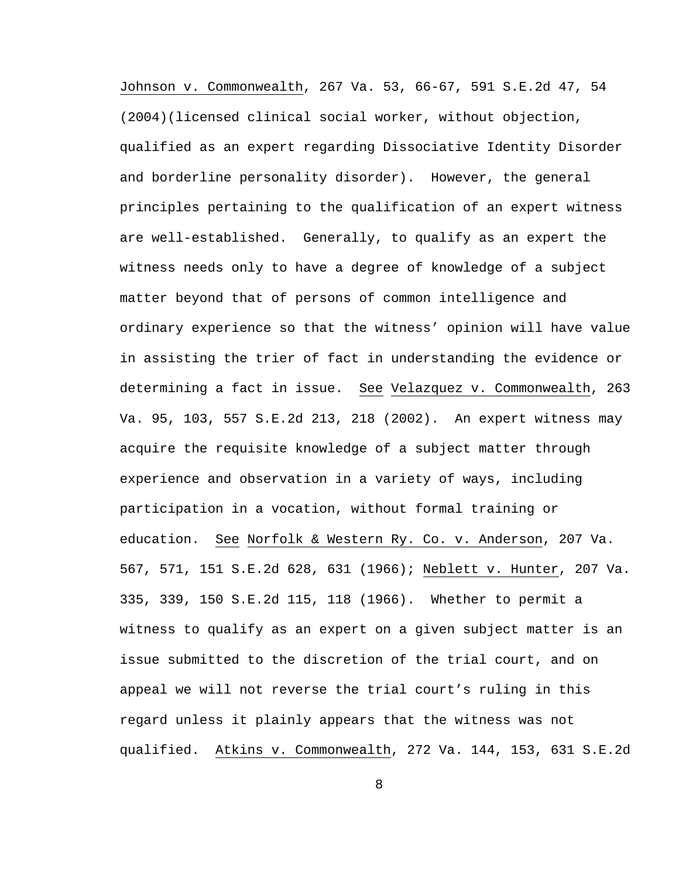Johnson v. Commonwealth, 267 Va. 53, 66-67, 591 S.E.2d 47, 54 (2004)(licensed clinical social worker, without objection, qualified as an expert regarding Dissociative Identity Disorder and borderline personality disorder). However, the general principles pertaining to the qualification of an expert witness are well-established. Generally, to qualify as an expert the witness needs only to have a degree of knowledge of a subject matter beyond that of persons of common intelligence and ordinary experience so that the witness' opinion will have value in assisting the trier of fact in understanding the evidence or determining a fact in issue. See Velazquez v. Commonwealth, 263 Va. 95, 103, 557 S.E.2d 213, 218 (2002). An expert witness may acquire the requisite knowledge of a subject matter through experience and observation in a variety of ways, including participation in a vocation, without formal training or education. See Norfolk & Western Ry. Co. v. Anderson, 207 Va. 567, 571, 151 S.E.2d 628, 631 (1966); Neblett v. Hunter, 207 Va. 335, 339, 150 S.E.2d 115, 118 (1966). Whether to permit a witness to qualify as an expert on a given subject matter is an issue submitted to the discretion of the trial court, and on appeal we will not reverse the trial court's ruling in this regard unless it plainly appears that the witness was not qualified. Atkins v. Commonwealth, 272 Va. 144, 153, 631 S.E.2d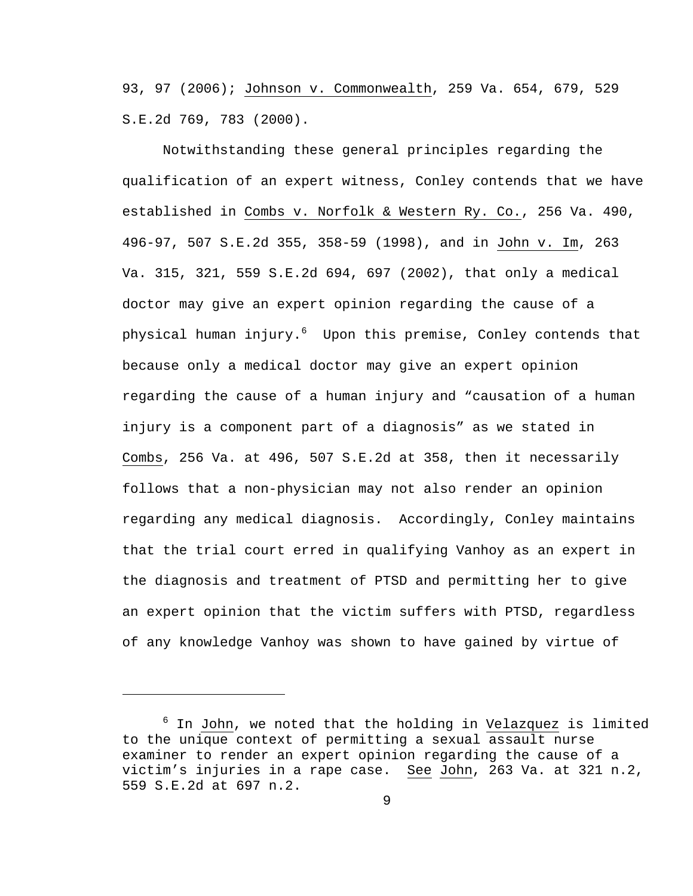93, 97 (2006); Johnson v. Commonwealth, 259 Va. 654, 679, 529 S.E.2d 769, 783 (2000).

Notwithstanding these general principles regarding the qualification of an expert witness, Conley contends that we have established in Combs v. Norfolk & Western Ry. Co., 256 Va. 490, 496-97, 507 S.E.2d 355, 358-59 (1998), and in John v. Im, 263 Va. 315, 321, 559 S.E.2d 694, 697 (2002), that only a medical doctor may give an expert opinion regarding the cause of a physical human injury.[6] Upon this premise, Conley contends that because only a medical doctor may give an expert opinion regarding the cause of a human injury and "causation of a human injury is a component part of a diagnosis" as we stated in Combs, 256 Va. at 496, 507 S.E.2d at 358, then it necessarily follows that a non-physician may not also render an opinion regarding any medical diagnosis. Accordingly, Conley maintains that the trial court erred in qualifying Vanhoy as an expert in the diagnosis and treatment of PTSD and permitting her to give an expert opinion that the victim suffers with PTSD, regardless of any knowledge Vanhoy was shown to have gained by virtue of

---

[6] In John, we noted that the holding in Velazquez is limited to the unique context of permitting a sexual assault nurse examiner to render an expert opinion regarding the cause of a victim's injuries in a rape case. See John, 263 Va. at 321 n.2, 559 S.E.2d at 697 n.2.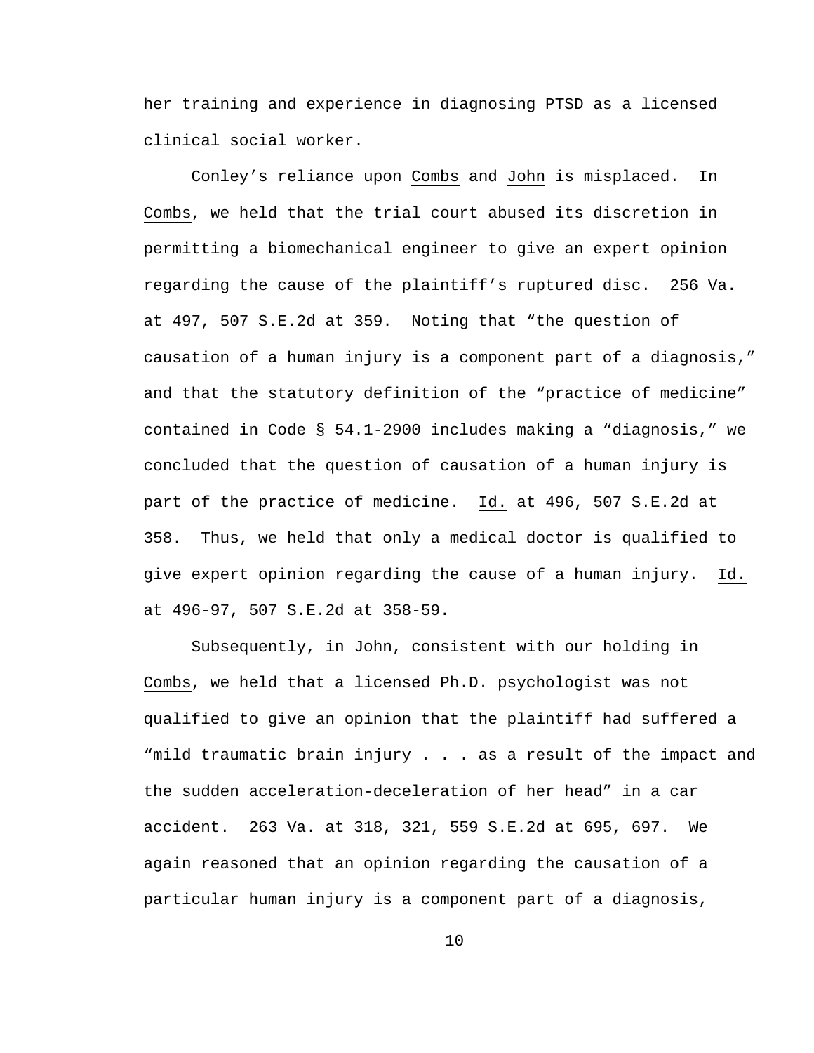her training and experience in diagnosing PTSD as a licensed clinical social worker.

Conley's reliance upon Combs and John is misplaced. In Combs, we held that the trial court abused its discretion in permitting a biomechanical engineer to give an expert opinion regarding the cause of the plaintiff's ruptured disc. 256 Va. at 497, 507 S.E.2d at 359. Noting that "the question of causation of a human injury is a component part of a diagnosis," and that the statutory definition of the "practice of medicine" contained in Code § 54.1-2900 includes making a "diagnosis," we concluded that the question of causation of a human injury is part of the practice of medicine. Id. at 496, 507 S.E.2d at 358. Thus, we held that only a medical doctor is qualified to give expert opinion regarding the cause of a human injury. Id. at 496-97, 507 S.E.2d at 358-59.

Subsequently, in John, consistent with our holding in Combs, we held that a licensed Ph.D. psychologist was not qualified to give an opinion that the plaintiff had suffered a "mild traumatic brain injury . . . as a result of the impact and the sudden acceleration-deceleration of her head" in a car accident. 263 Va. at 318, 321, 559 S.E.2d at 695, 697. We again reasoned that an opinion regarding the causation of a particular human injury is a component part of a diagnosis,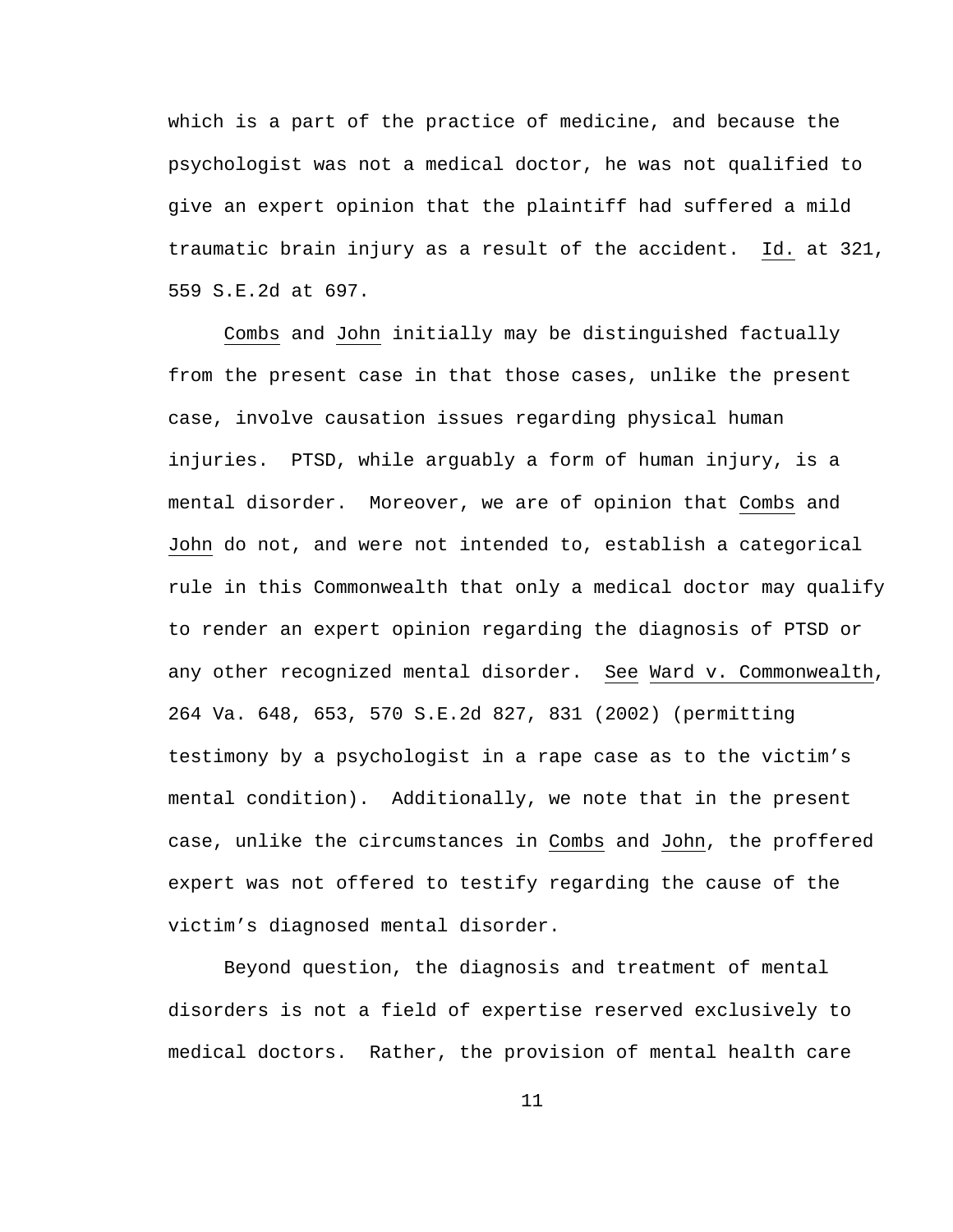which is a part of the practice of medicine, and because the psychologist was not a medical doctor, he was not qualified to give an expert opinion that the plaintiff had suffered a mild traumatic brain injury as a result of the accident. Id. at 321, 559 S.E.2d at 697.

Combs and John initially may be distinguished factually from the present case in that those cases, unlike the present case, involve causation issues regarding physical human injuries. PTSD, while arguably a form of human injury, is a mental disorder. Moreover, we are of opinion that Combs and John do not, and were not intended to, establish a categorical rule in this Commonwealth that only a medical doctor may qualify to render an expert opinion regarding the diagnosis of PTSD or any other recognized mental disorder. See Ward v. Commonwealth, 264 Va. 648, 653, 570 S.E.2d 827, 831 (2002) (permitting testimony by a psychologist in a rape case as to the victim's mental condition). Additionally, we note that in the present case, unlike the circumstances in Combs and John, the proffered expert was not offered to testify regarding the cause of the victim's diagnosed mental disorder.

Beyond question, the diagnosis and treatment of mental disorders is not a field of expertise reserved exclusively to medical doctors. Rather, the provision of mental health care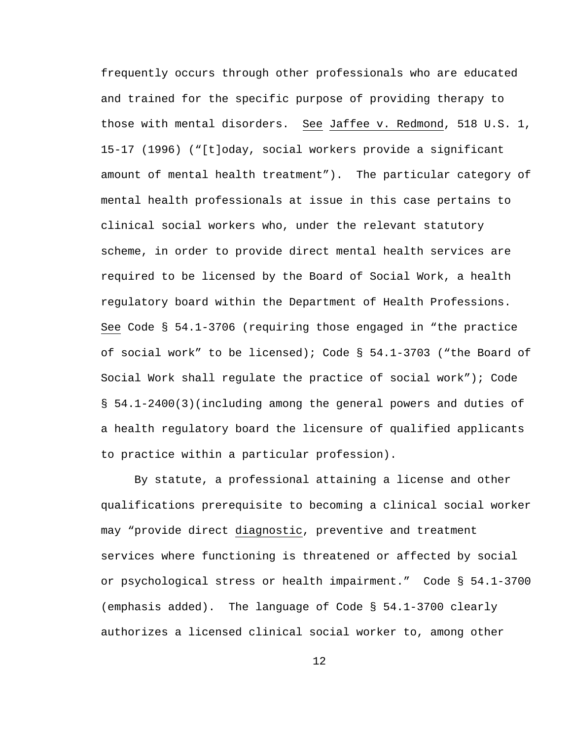frequently occurs through other professionals who are educated and trained for the specific purpose of providing therapy to those with mental disorders. See Jaffee v. Redmond, 518 U.S. 1, 15-17 (1996) ("[t]oday, social workers provide a significant amount of mental health treatment"). The particular category of mental health professionals at issue in this case pertains to clinical social workers who, under the relevant statutory scheme, in order to provide direct mental health services are required to be licensed by the Board of Social Work, a health regulatory board within the Department of Health Professions. See Code § 54.1-3706 (requiring those engaged in "the practice of social work" to be licensed); Code § 54.1-3703 ("the Board of Social Work shall regulate the practice of social work"); Code § 54.1-2400(3)(including among the general powers and duties of a health regulatory board the licensure of qualified applicants to practice within a particular profession).

By statute, a professional attaining a license and other qualifications prerequisite to becoming a clinical social worker may "provide direct diagnostic, preventive and treatment services where functioning is threatened or affected by social or psychological stress or health impairment." Code § 54.1-3700 (emphasis added). The language of Code § 54.1-3700 clearly authorizes a licensed clinical social worker to, among other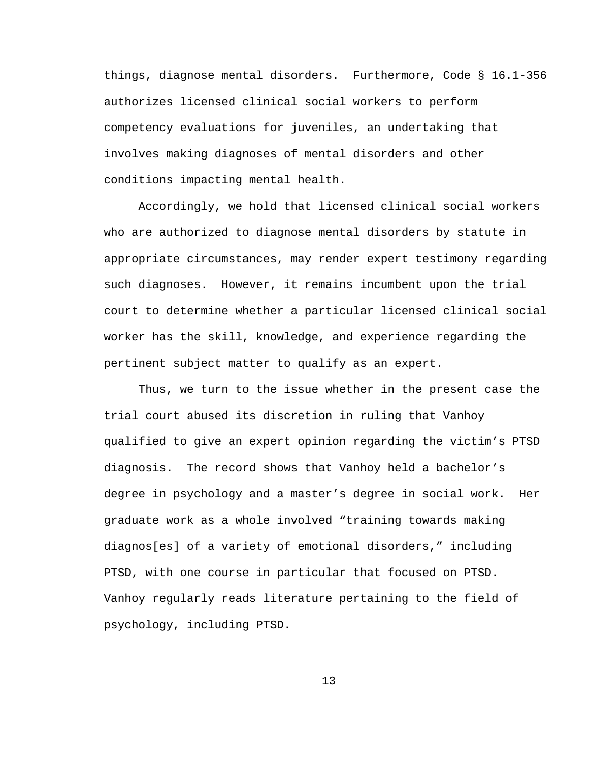things, diagnose mental disorders. Furthermore, Code § 16.1-356 authorizes licensed clinical social workers to perform competency evaluations for juveniles, an undertaking that involves making diagnoses of mental disorders and other conditions impacting mental health.

Accordingly, we hold that licensed clinical social workers who are authorized to diagnose mental disorders by statute in appropriate circumstances, may render expert testimony regarding such diagnoses. However, it remains incumbent upon the trial court to determine whether a particular licensed clinical social worker has the skill, knowledge, and experience regarding the pertinent subject matter to qualify as an expert.

Thus, we turn to the issue whether in the present case the trial court abused its discretion in ruling that Vanhoy qualified to give an expert opinion regarding the victim's PTSD diagnosis. The record shows that Vanhoy held a bachelor's degree in psychology and a master's degree in social work. Her graduate work as a whole involved "training towards making diagnos[es] of a variety of emotional disorders," including PTSD, with one course in particular that focused on PTSD. Vanhoy regularly reads literature pertaining to the field of psychology, including PTSD.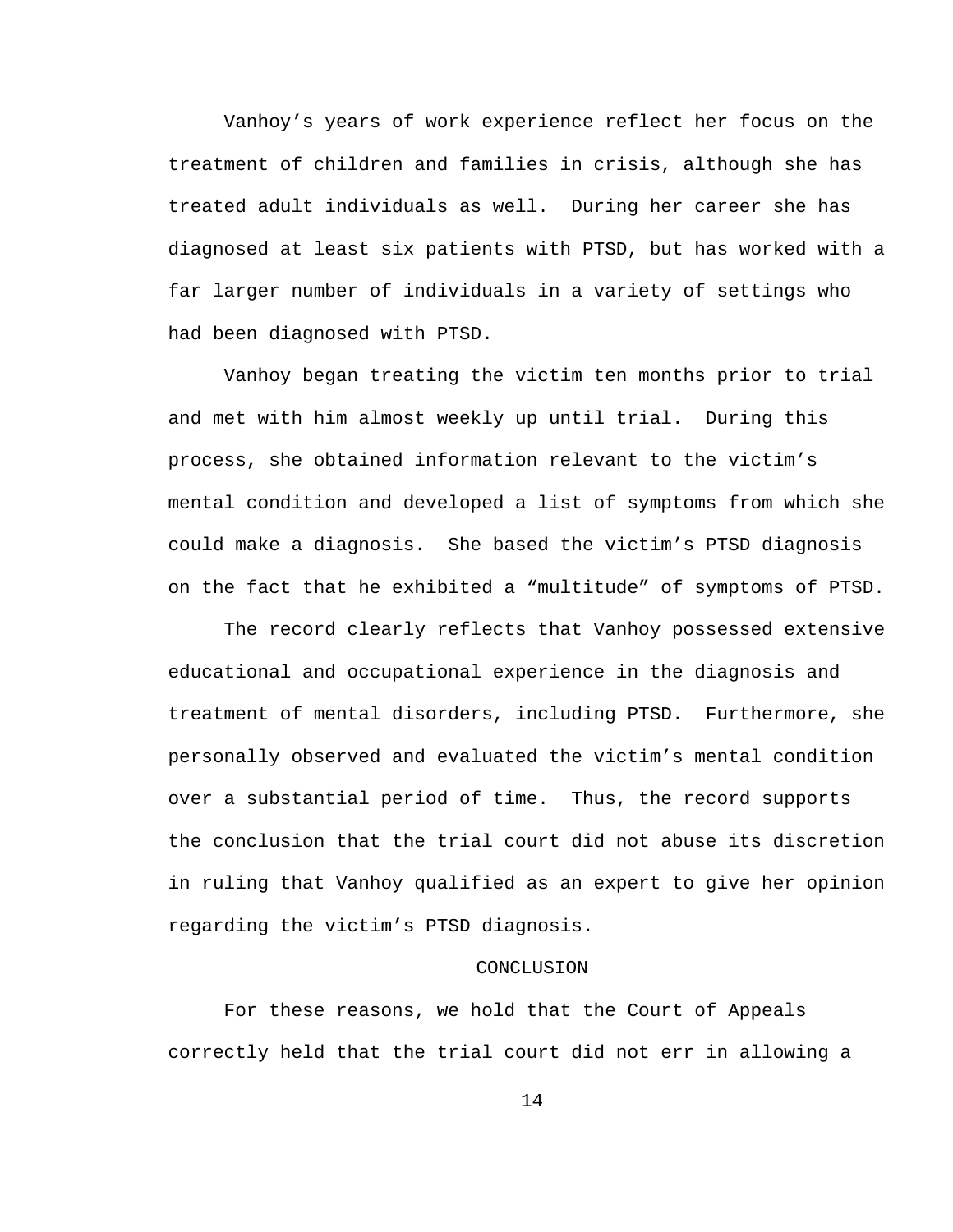Vanhoy's years of work experience reflect her focus on the treatment of children and families in crisis, although she has treated adult individuals as well. During her career she has diagnosed at least six patients with PTSD, but has worked with a far larger number of individuals in a variety of settings who had been diagnosed with PTSD.

Vanhoy began treating the victim ten months prior to trial and met with him almost weekly up until trial. During this process, she obtained information relevant to the victim's mental condition and developed a list of symptoms from which she could make a diagnosis. She based the victim's PTSD diagnosis on the fact that he exhibited a "multitude" of symptoms of PTSD.

The record clearly reflects that Vanhoy possessed extensive educational and occupational experience in the diagnosis and treatment of mental disorders, including PTSD. Furthermore, she personally observed and evaluated the victim's mental condition over a substantial period of time. Thus, the record supports the conclusion that the trial court did not abuse its discretion in ruling that Vanhoy qualified as an expert to give her opinion regarding the victim's PTSD diagnosis.

## CONCLUSION

For these reasons, we hold that the Court of Appeals correctly held that the trial court did not err in allowing a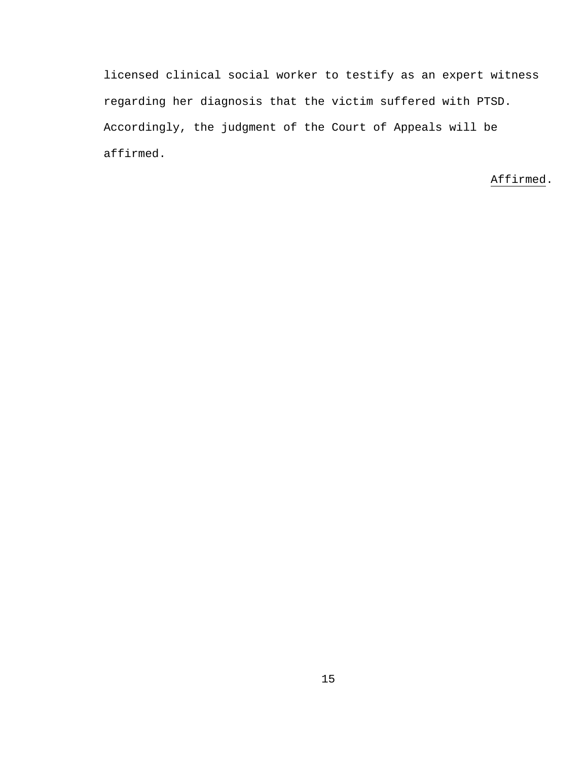licensed clinical social worker to testify as an expert witness regarding her diagnosis that the victim suffered with PTSD. Accordingly, the judgment of the Court of Appeals will be affirmed.

Affirmed.